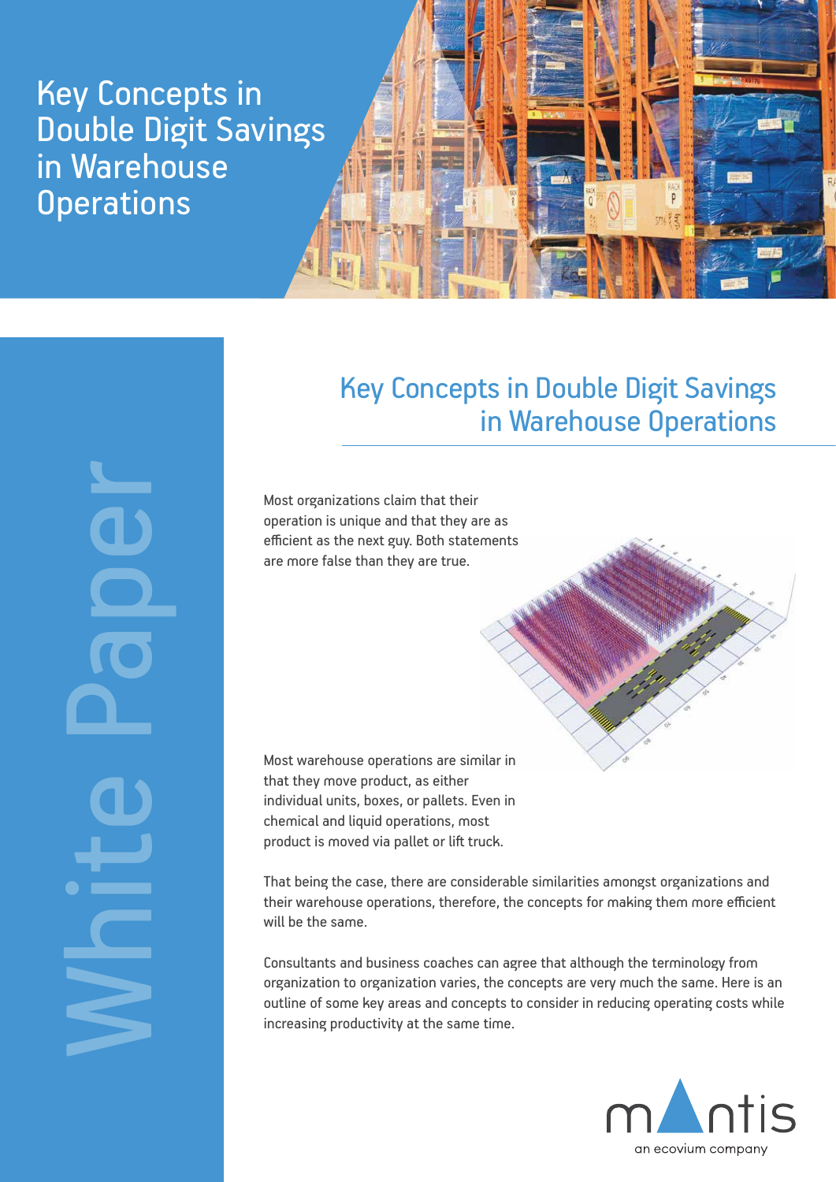# Key Concepts in Double Digit Savings in Warehouse Operations

White Paper

## Key Concepts in Double Digit Savings in Warehouse Operations

Most organizations claim that their operation is unique and that they are as efficient as the next guy. Both statements are more false than they are true.

Most warehouse operations are similar in that they move product, as either individual units, boxes, or pallets. Even in chemical and liquid operations, most product is moved via pallet or lift truck.

That being the case, there are considerable similarities amongst organizations and their warehouse operations, therefore, the concepts for making them more efficient will be the same.

Consultants and business coaches can agree that although the terminology from organization to organization varies, the concepts are very much the same. Here is an outline of some key areas and concepts to consider in reducing operating costs while increasing productivity at the same time.

mantis
an ecovium company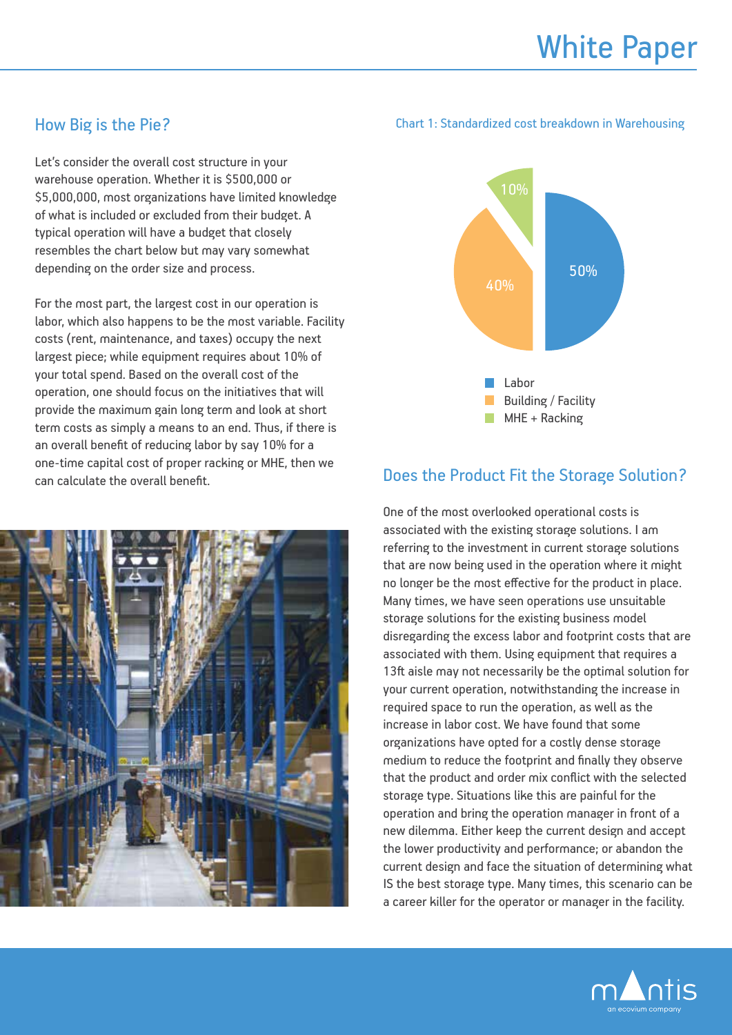## How Big is the Pie?

Let's consider the overall cost structure in your warehouse operation. Whether it is $500,000 or $5,000,000, most organizations have limited knowledge of what is included or excluded from their budget. A typical operation will have a budget that closely resembles the chart below but may vary somewhat depending on the order size and process.

For the most part, the largest cost in our operation is labor, which also happens to be the most variable. Facility costs (rent, maintenance, and taxes) occupy the next largest piece; while equipment requires about 10% of your total spend. Based on the overall cost of the operation, one should focus on the initiatives that will provide the maximum gain long term and look at short term costs as simply a means to an end. Thus, if there is an overall benefit of reducing labor by say 10% for a one-time capital cost of proper racking or MHE, then we can calculate the overall benefit.

Chart 1: Standardized cost breakdown in Warehousing

| Category | Share |
|---|---|
| Labor | 50% |
| Building / Facility | 40% |
| MHE + Racking | 10% |

## Does the Product Fit the Storage Solution?

One of the most overlooked operational costs is associated with the existing storage solutions. I am referring to the investment in current storage solutions that are now being used in the operation where it might no longer be the most effective for the product in place. Many times, we have seen operations use unsuitable storage solutions for the existing business model disregarding the excess labor and footprint costs that are associated with them. Using equipment that requires a 13ft aisle may not necessarily be the optimal solution for your current operation, notwithstanding the increase in required space to run the operation, as well as the increase in labor cost. We have found that some organizations have opted for a costly dense storage medium to reduce the footprint and finally they observe that the product and order mix conflict with the selected storage type. Situations like this are painful for the operation and bring the operation manager in front of a new dilemma. Either keep the current design and accept the lower productivity and performance; or abandon the current design and face the situation of determining what IS the best storage type. Many times, this scenario can be a career killer for the operator or manager in the facility.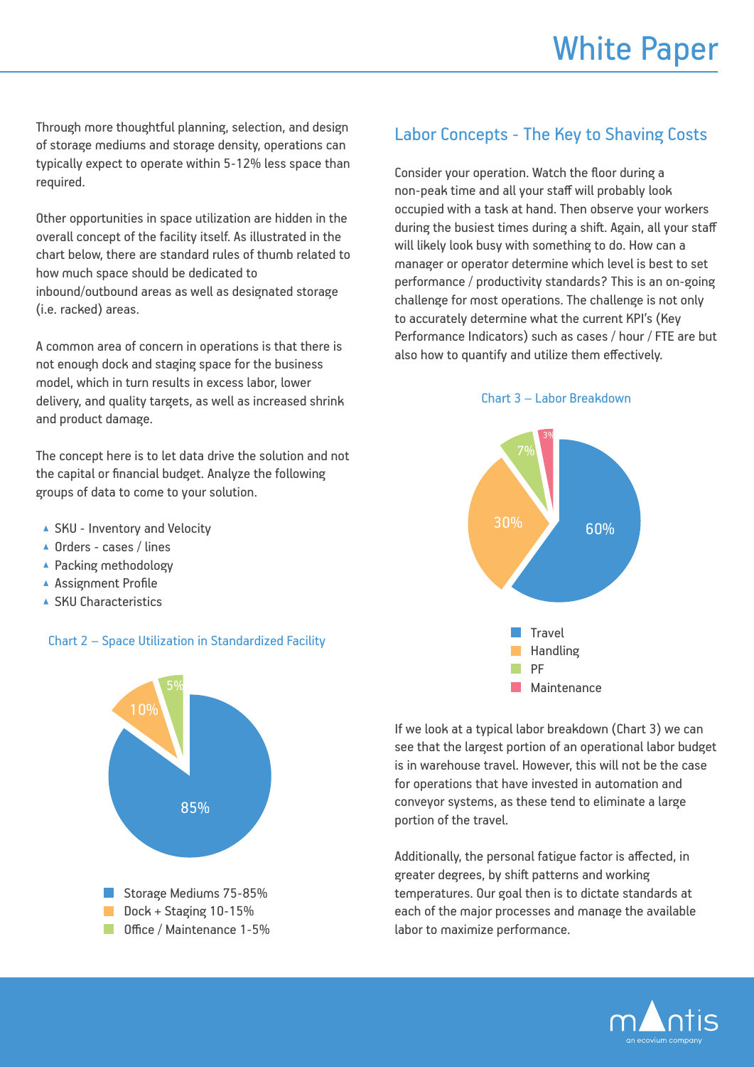Through more thoughtful planning, selection, and design of storage mediums and storage density, operations can typically expect to operate within 5-12% less space than required.

Other opportunities in space utilization are hidden in the overall concept of the facility itself. As illustrated in the chart below, there are standard rules of thumb related to how much space should be dedicated to inbound/outbound areas as well as designated storage (i.e. racked) areas.

A common area of concern in operations is that there is not enough dock and staging space for the business model, which in turn results in excess labor, lower delivery, and quality targets, as well as increased shrink and product damage.

The concept here is to let data drive the solution and not the capital or financial budget. Analyze the following groups of data to come to your solution.

- SKU - Inventory and Velocity
- Orders - cases / lines
- Packing methodology
- Assignment Profile
- SKU Characteristics

Chart 2 – Space Utilization in Standardized Facility

85%
10%
5%

- Storage Mediums 75-85%
- Dock + Staging 10-15%
- Office / Maintenance 1-5%

## Labor Concepts - The Key to Shaving Costs

Consider your operation. Watch the floor during a non-peak time and all your staff will probably look occupied with a task at hand. Then observe your workers during the busiest times during a shift. Again, all your staff will likely look busy with something to do. How can a manager or operator determine which level is best to set performance / productivity standards? This is an on-going challenge for most operations. The challenge is not only to accurately determine what the current KPI's (Key Performance Indicators) such as cases / hour / FTE are but also how to quantify and utilize them effectively.

Chart 3 – Labor Breakdown

60%
30%
7%
3%

- Travel
- Handling
- PF
- Maintenance

If we look at a typical labor breakdown (Chart 3) we can see that the largest portion of an operational labor budget is in warehouse travel. However, this will not be the case for operations that have invested in automation and conveyor systems, as these tend to eliminate a large portion of the travel.

Additionally, the personal fatigue factor is affected, in greater degrees, by shift patterns and working temperatures. Our goal then is to dictate standards at each of the major processes and manage the available labor to maximize performance.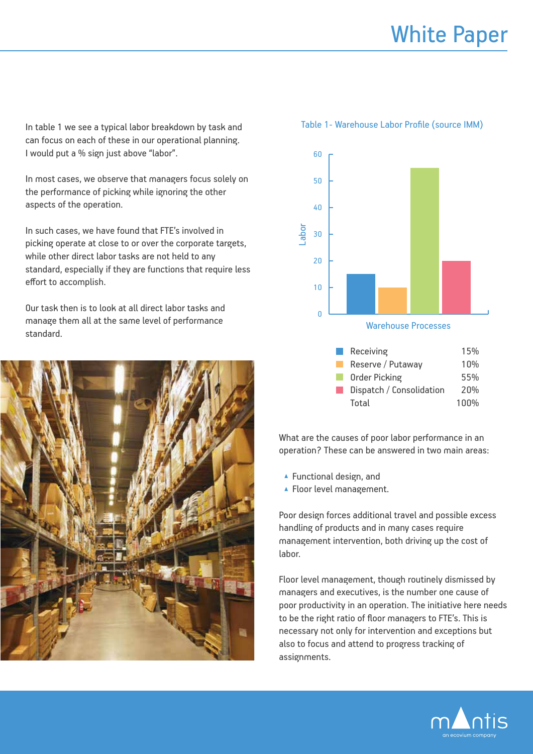In table 1 we see a typical labor breakdown by task and can focus on each of these in our operational planning. I would put a % sign just above "labor".

In most cases, we observe that managers focus solely on the performance of picking while ignoring the other aspects of the operation.

In such cases, we have found that FTE's involved in picking operate at close to or over the corporate targets, while other direct labor tasks are not held to any standard, especially if they are functions that require less effort to accomplish.

Our task then is to look at all direct labor tasks and manage them all at the same level of performance standard.

Table 1- Warehouse Labor Profile (source IMM)

| Warehouse Processes | Labor |
|---|---|
| Receiving | 15% |
| Reserve / Putaway | 10% |
| Order Picking | 55% |
| Dispatch / Consolidation | 20% |
| Total | 100% |

What are the causes of poor labor performance in an operation? These can be answered in two main areas:

- Functional design, and
- Floor level management.

Poor design forces additional travel and possible excess handling of products and in many cases require management intervention, both driving up the cost of labor.

Floor level management, though routinely dismissed by managers and executives, is the number one cause of poor productivity in an operation. The initiative here needs to be the right ratio of floor managers to FTE's. This is necessary not only for intervention and exceptions but also to focus and attend to progress tracking of assignments.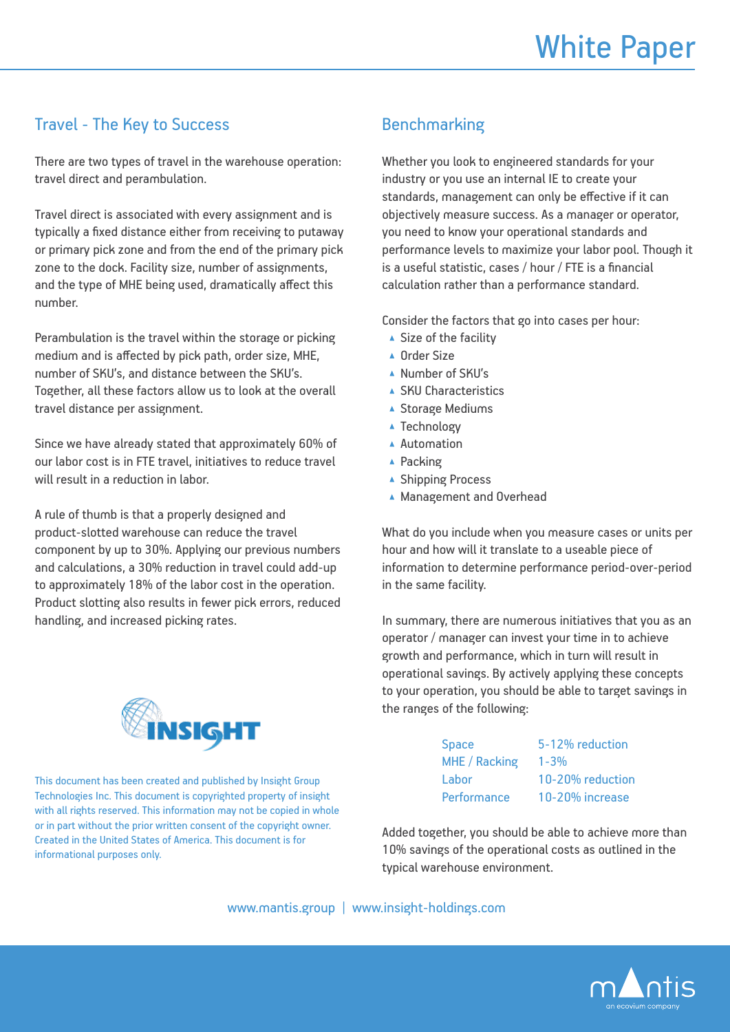## Travel - The Key to Success

There are two types of travel in the warehouse operation: travel direct and perambulation.

Travel direct is associated with every assignment and is typically a fixed distance either from receiving to putaway or primary pick zone and from the end of the primary pick zone to the dock. Facility size, number of assignments, and the type of MHE being used, dramatically affect this number.

Perambulation is the travel within the storage or picking medium and is affected by pick path, order size, MHE, number of SKU's, and distance between the SKU's. Together, all these factors allow us to look at the overall travel distance per assignment.

Since we have already stated that approximately 60% of our labor cost is in FTE travel, initiatives to reduce travel will result in a reduction in labor.

A rule of thumb is that a properly designed and product-slotted warehouse can reduce the travel component by up to 30%. Applying our previous numbers and calculations, a 30% reduction in travel could add-up to approximately 18% of the labor cost in the operation. Product slotting also results in fewer pick errors, reduced handling, and increased picking rates.

This document has been created and published by Insight Group Technologies Inc. This document is copyrighted property of insight with all rights reserved. This information may not be copied in whole or in part without the prior written consent of the copyright owner. Created in the United States of America. This document is for informational purposes only.

## Benchmarking

Whether you look to engineered standards for your industry or you use an internal IE to create your standards, management can only be effective if it can objectively measure success. As a manager or operator, you need to know your operational standards and performance levels to maximize your labor pool. Though it is a useful statistic, cases / hour / FTE is a financial calculation rather than a performance standard.

Consider the factors that go into cases per hour:

- Size of the facility
- Order Size
- Number of SKU's
- SKU Characteristics
- Storage Mediums
- Technology
- Automation
- Packing
- Shipping Process
- Management and Overhead

What do you include when you measure cases or units per hour and how will it translate to a useable piece of information to determine performance period-over-period in the same facility.

In summary, there are numerous initiatives that you as an operator / manager can invest your time in to achieve growth and performance, which in turn will result in operational savings. By actively applying these concepts to your operation, you should be able to target savings in the ranges of the following:

| | |
|---|---|
| Space | 5-12% reduction |
| MHE / Racking | 1-3% |
| Labor | 10-20% reduction |
| Performance | 10-20% increase |

Added together, you should be able to achieve more than 10% savings of the operational costs as outlined in the typical warehouse environment.

www.mantis.group | www.insight-holdings.com